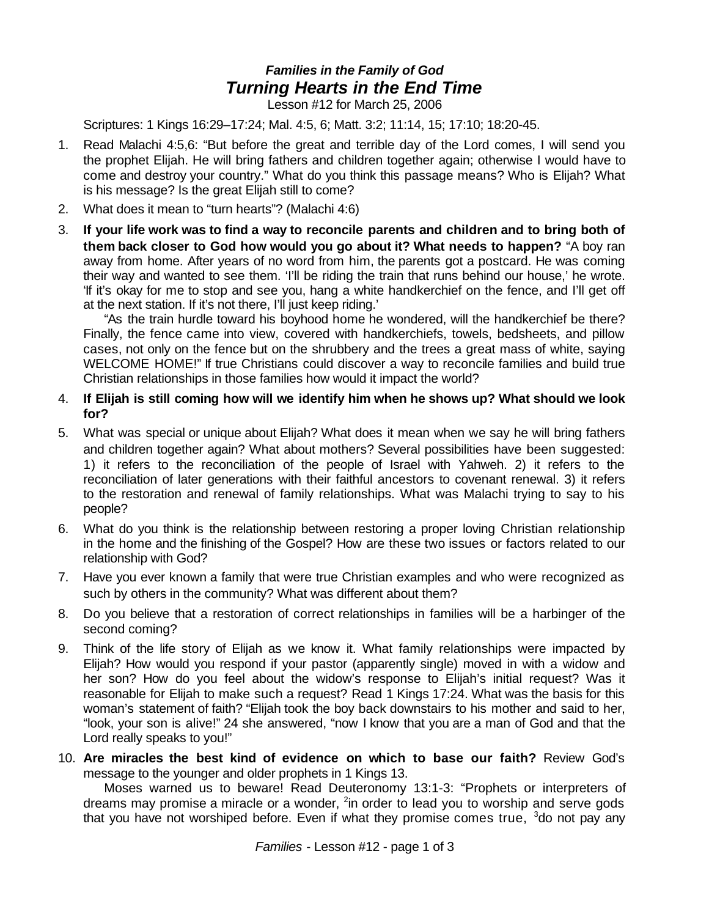***Families in the Family of God***

## ***Turning Hearts in the End Time***

Lesson #12 for March 25, 2006

Scriptures: 1 Kings 16:29–17:24; Mal. 4:5, 6; Matt. 3:2; 11:14, 15; 17:10; 18:20-45.

1. Read Malachi 4:5,6: "But before the great and terrible day of the Lord comes, I will send you the prophet Elijah. He will bring fathers and children together again; otherwise I would have to come and destroy your country." What do you think this passage means? Who is Elijah? What is his message? Is the great Elijah still to come?

2. What does it mean to "turn hearts"? (Malachi 4:6)

3. **If your life work was to find a way to reconcile parents and children and to bring both of them back closer to God how would you go about it? What needs to happen?** "A boy ran away from home. After years of no word from him, the parents got a postcard. He was coming their way and wanted to see them. 'I'll be riding the train that runs behind our house,' he wrote. 'If it's okay for me to stop and see you, hang a white handkerchief on the fence, and I'll get off at the next station. If it's not there, I'll just keep riding.'

   "As the train hurdle toward his boyhood home he wondered, will the handkerchief be there? Finally, the fence came into view, covered with handkerchiefs, towels, bedsheets, and pillow cases, not only on the fence but on the shrubbery and the trees a great mass of white, saying WELCOME HOME!" If true Christians could discover a way to reconcile families and build true Christian relationships in those families how would it impact the world?

4. **If Elijah is still coming how will we identify him when he shows up? What should we look for?**

5. What was special or unique about Elijah? What does it mean when we say he will bring fathers and children together again? What about mothers? Several possibilities have been suggested: 1) it refers to the reconciliation of the people of Israel with Yahweh. 2) it refers to the reconciliation of later generations with their faithful ancestors to covenant renewal. 3) it refers to the restoration and renewal of family relationships. What was Malachi trying to say to his people?

6. What do you think is the relationship between restoring a proper loving Christian relationship in the home and the finishing of the Gospel? How are these two issues or factors related to our relationship with God?

7. Have you ever known a family that were true Christian examples and who were recognized as such by others in the community? What was different about them?

8. Do you believe that a restoration of correct relationships in families will be a harbinger of the second coming?

9. Think of the life story of Elijah as we know it. What family relationships were impacted by Elijah? How would you respond if your pastor (apparently single) moved in with a widow and her son? How do you feel about the widow's response to Elijah's initial request? Was it reasonable for Elijah to make such a request? Read 1 Kings 17:24. What was the basis for this woman's statement of faith? "Elijah took the boy back downstairs to his mother and said to her, "look, your son is alive!" 24 she answered, "now I know that you are a man of God and that the Lord really speaks to you!"

10. **Are miracles the best kind of evidence on which to base our faith?** Review God's message to the younger and older prophets in 1 Kings 13.

    Moses warned us to beware! Read Deuteronomy 13:1-3: "Prophets or interpreters of dreams may promise a miracle or a wonder, [2]in order to lead you to worship and serve gods that you have not worshiped before. Even if what they promise comes true, [3]do not pay any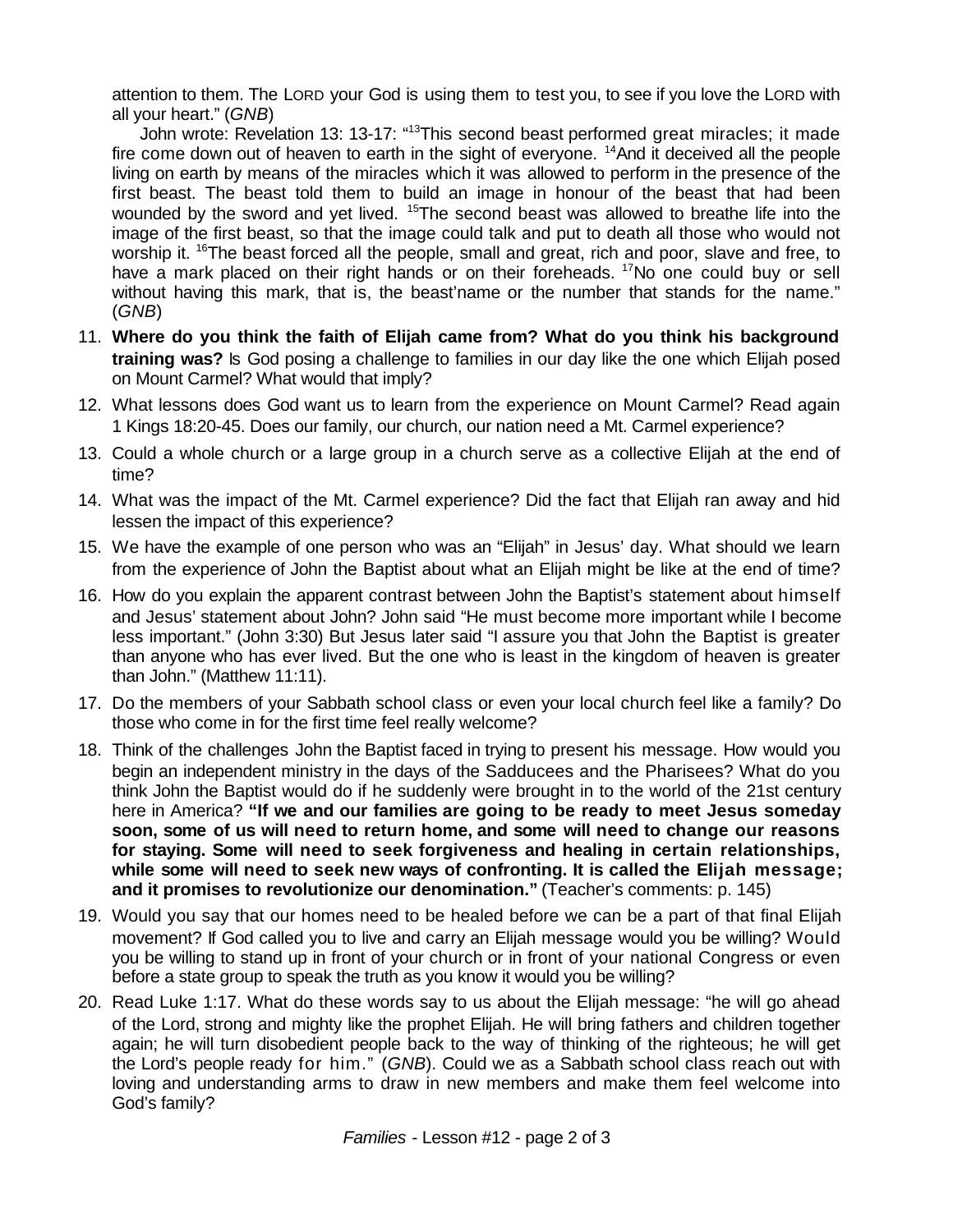attention to them. The LORD your God is using them to test you, to see if you love the LORD with all your heart." (*GNB*)

John wrote: Revelation 13: 13-17: "[13]This second beast performed great miracles; it made fire come down out of heaven to earth in the sight of everyone. [14]And it deceived all the people living on earth by means of the miracles which it was allowed to perform in the presence of the first beast. The beast told them to build an image in honour of the beast that had been wounded by the sword and yet lived. [15]The second beast was allowed to breathe life into the image of the first beast, so that the image could talk and put to death all those who would not worship it. [16]The beast forced all the people, small and great, rich and poor, slave and free, to have a mark placed on their right hands or on their foreheads. [17]No one could buy or sell without having this mark, that is, the beast'name or the number that stands for the name." (*GNB*)

11. **Where do you think the faith of Elijah came from? What do you think his background training was?** Is God posing a challenge to families in our day like the one which Elijah posed on Mount Carmel? What would that imply?
12. What lessons does God want us to learn from the experience on Mount Carmel? Read again 1 Kings 18:20-45. Does our family, our church, our nation need a Mt. Carmel experience?
13. Could a whole church or a large group in a church serve as a collective Elijah at the end of time?
14. What was the impact of the Mt. Carmel experience? Did the fact that Elijah ran away and hid lessen the impact of this experience?
15. We have the example of one person who was an "Elijah" in Jesus' day. What should we learn from the experience of John the Baptist about what an Elijah might be like at the end of time?
16. How do you explain the apparent contrast between John the Baptist's statement about himself and Jesus' statement about John? John said "He must become more important while I become less important." (John 3:30) But Jesus later said "I assure you that John the Baptist is greater than anyone who has ever lived. But the one who is least in the kingdom of heaven is greater than John." (Matthew 11:11).
17. Do the members of your Sabbath school class or even your local church feel like a family? Do those who come in for the first time feel really welcome?
18. Think of the challenges John the Baptist faced in trying to present his message. How would you begin an independent ministry in the days of the Sadducees and the Pharisees? What do you think John the Baptist would do if he suddenly were brought in to the world of the 21st century here in America? **"If we and our families are going to be ready to meet Jesus someday soon, some of us will need to return home, and some will need to change our reasons for staying. Some will need to seek forgiveness and healing in certain relationships, while some will need to seek new ways of confronting. It is called the Elijah message; and it promises to revolutionize our denomination."** (Teacher's comments: p. 145)
19. Would you say that our homes need to be healed before we can be a part of that final Elijah movement? If God called you to live and carry an Elijah message would you be willing? Would you be willing to stand up in front of your church or in front of your national Congress or even before a state group to speak the truth as you know it would you be willing?
20. Read Luke 1:17. What do these words say to us about the Elijah message: "he will go ahead of the Lord, strong and mighty like the prophet Elijah. He will bring fathers and children together again; he will turn disobedient people back to the way of thinking of the righteous; he will get the Lord's people ready for him." (*GNB*). Could we as a Sabbath school class reach out with loving and understanding arms to draw in new members and make them feel welcome into God's family?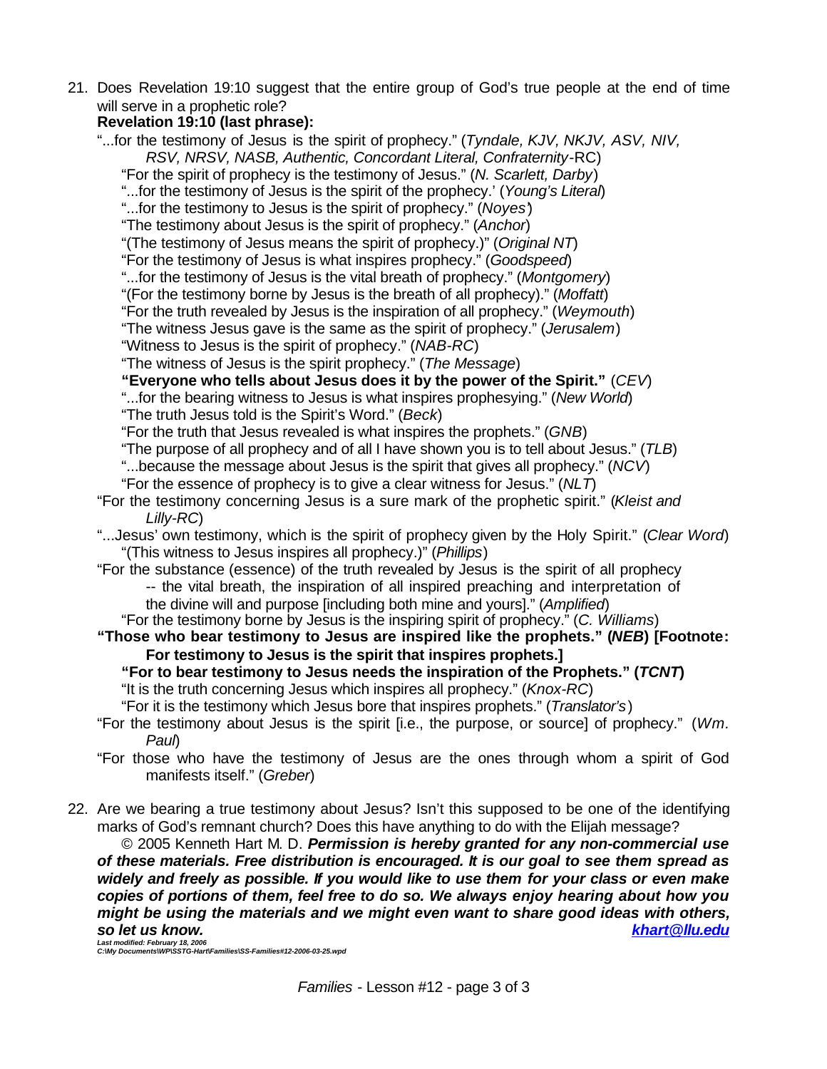21. Does Revelation 19:10 suggest that the entire group of God's true people at the end of time will serve in a prophetic role?

**Revelation 19:10 (last phrase):**

"...for the testimony of Jesus is the spirit of prophecy." (*Tyndale, KJV, NKJV, ASV, NIV, RSV, NRSV, NASB, Authentic, Concordant Literal, Confraternity*-RC)

"For the spirit of prophecy is the testimony of Jesus." (*N. Scarlett, Darby*)

"...for the testimony of Jesus is the spirit of the prophecy.' (*Young's Literal*)

"...for the testimony to Jesus is the spirit of prophecy." (*Noyes'*)

"The testimony about Jesus is the spirit of prophecy." (*Anchor*)

"(The testimony of Jesus means the spirit of prophecy.)" (*Original NT*)

"For the testimony of Jesus is what inspires prophecy." (*Goodspeed*)

"...for the testimony of Jesus is the vital breath of prophecy." (*Montgomery*)

"(For the testimony borne by Jesus is the breath of all prophecy)." (*Moffatt*)

"For the truth revealed by Jesus is the inspiration of all prophecy." (*Weymouth*)

"The witness Jesus gave is the same as the spirit of prophecy." (*Jerusalem*)

"Witness to Jesus is the spirit of prophecy." (*NAB-RC*)

"The witness of Jesus is the spirit prophecy." (*The Message*)

**"Everyone who tells about Jesus does it by the power of the Spirit."** (*CEV*)

"...for the bearing witness to Jesus is what inspires prophesying." (*New World*)

"The truth Jesus told is the Spirit's Word." (*Beck*)

"For the truth that Jesus revealed is what inspires the prophets." (*GNB*)

"The purpose of all prophecy and of all I have shown you is to tell about Jesus." (*TLB*)

"...because the message about Jesus is the spirit that gives all prophecy." (*NCV*)

"For the essence of prophecy is to give a clear witness for Jesus." (*NLT*)

"For the testimony concerning Jesus is a sure mark of the prophetic spirit." (*Kleist and Lilly-RC*)

"...Jesus' own testimony, which is the spirit of prophecy given by the Holy Spirit." (*Clear Word*)

"(This witness to Jesus inspires all prophecy.)" (*Phillips*)

"For the substance (essence) of the truth revealed by Jesus is the spirit of all prophecy -- the vital breath, the inspiration of all inspired preaching and interpretation of the divine will and purpose [including both mine and yours]." (*Amplified*)

"For the testimony borne by Jesus is the inspiring spirit of prophecy." (*C. Williams*)

**"Those who bear testimony to Jesus are inspired like the prophets." (*NEB*) [Footnote: For testimony to Jesus is the spirit that inspires prophets.]**

**"For to bear testimony to Jesus needs the inspiration of the Prophets." (*TCNT*)**

"It is the truth concerning Jesus which inspires all prophecy." (*Knox-RC*)

"For it is the testimony which Jesus bore that inspires prophets." (*Translator's*)

"For the testimony about Jesus is the spirit [i.e., the purpose, or source] of prophecy." (*Wm. Paul*)

"For those who have the testimony of Jesus are the ones through whom a spirit of God manifests itself." (*Greber*)

22. Are we bearing a true testimony about Jesus? Isn't this supposed to be one of the identifying marks of God's remnant church? Does this have anything to do with the Elijah message?

© 2005 Kenneth Hart M. D. ***Permission is hereby granted for any non-commercial use of these materials. Free distribution is encouraged. It is our goal to see them spread as widely and freely as possible. If you would like to use them for your class or even make copies of portions of them, feel free to do so. We always enjoy hearing about how you might be using the materials and we might even want to share good ideas with others, so let us know.*** ***khart@llu.edu***

***Last modified: February 18, 2006***
***C:\My Documents\WP\SSTG-Hart\Families\SS-Families#12-2006-03-25.wpd***